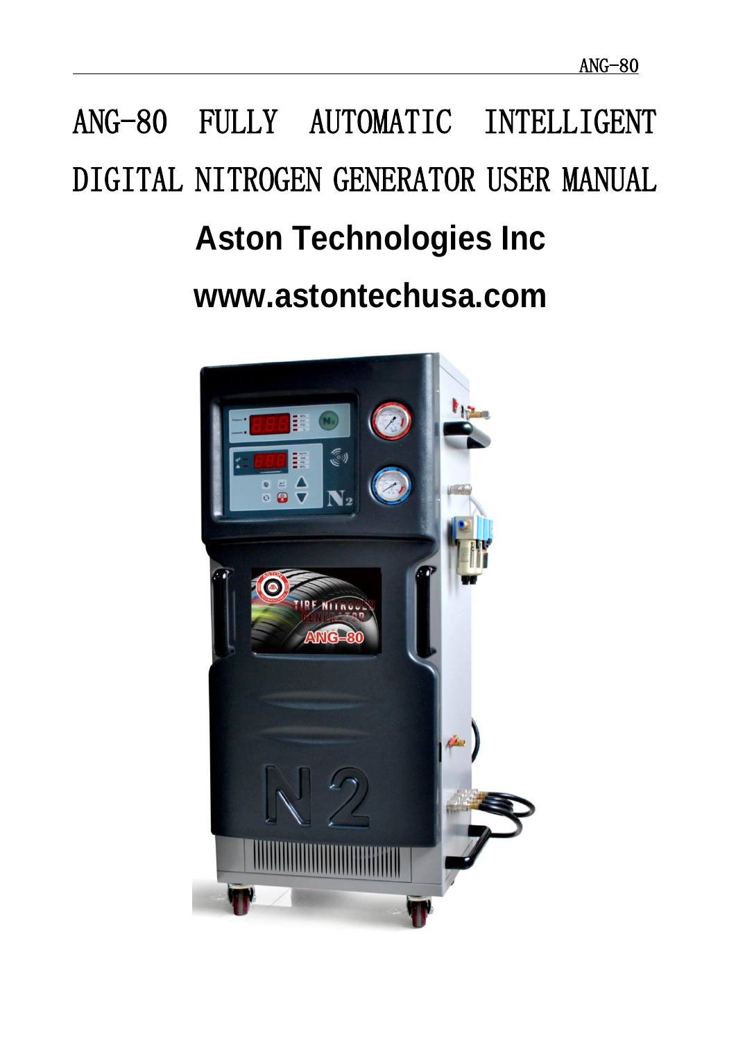# ANG-80 FULLY AUTOMATIC INTELLIGENT DIGITAL NITROGEN GENERATOR USER MANUAL

**Aston Technologies Inc**

**www.astontechusa.com**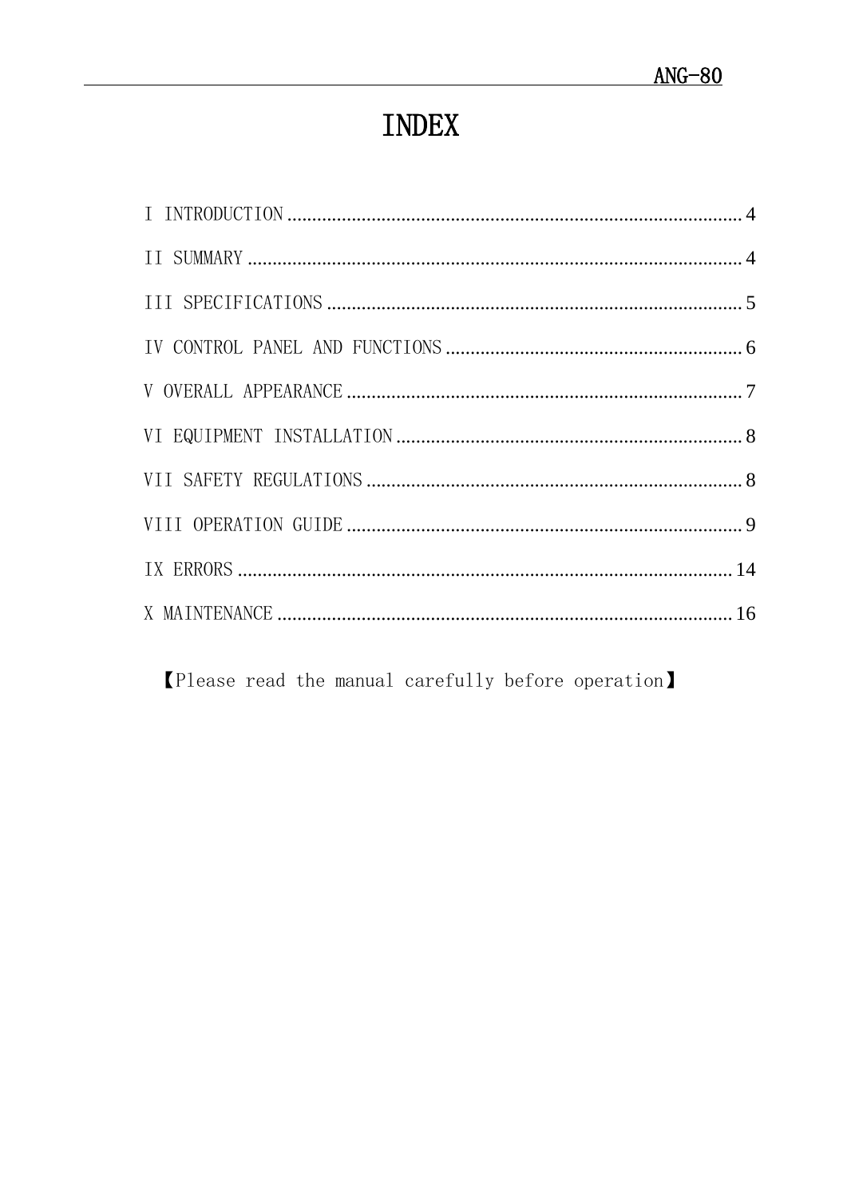# INDEX

I INTRODUCTION ........................................................................................ 4

II SUMMARY .............................................................................................. 4

III SPECIFICATIONS .................................................................................. 5

IV CONTROL PANEL AND FUNCTIONS ........................................................ 6

V OVERALL APPEARANCE ........................................................................... 7

VI EQUIPMENT INSTALLATION .................................................................... 8

VII SAFETY REGULATIONS .......................................................................... 8

VIII OPERATION GUIDE ................................................................................ 9

IX ERRORS .................................................................................................. 14

X MAINTENANCE ......................................................................................... 16

【Please read the manual carefully before operation】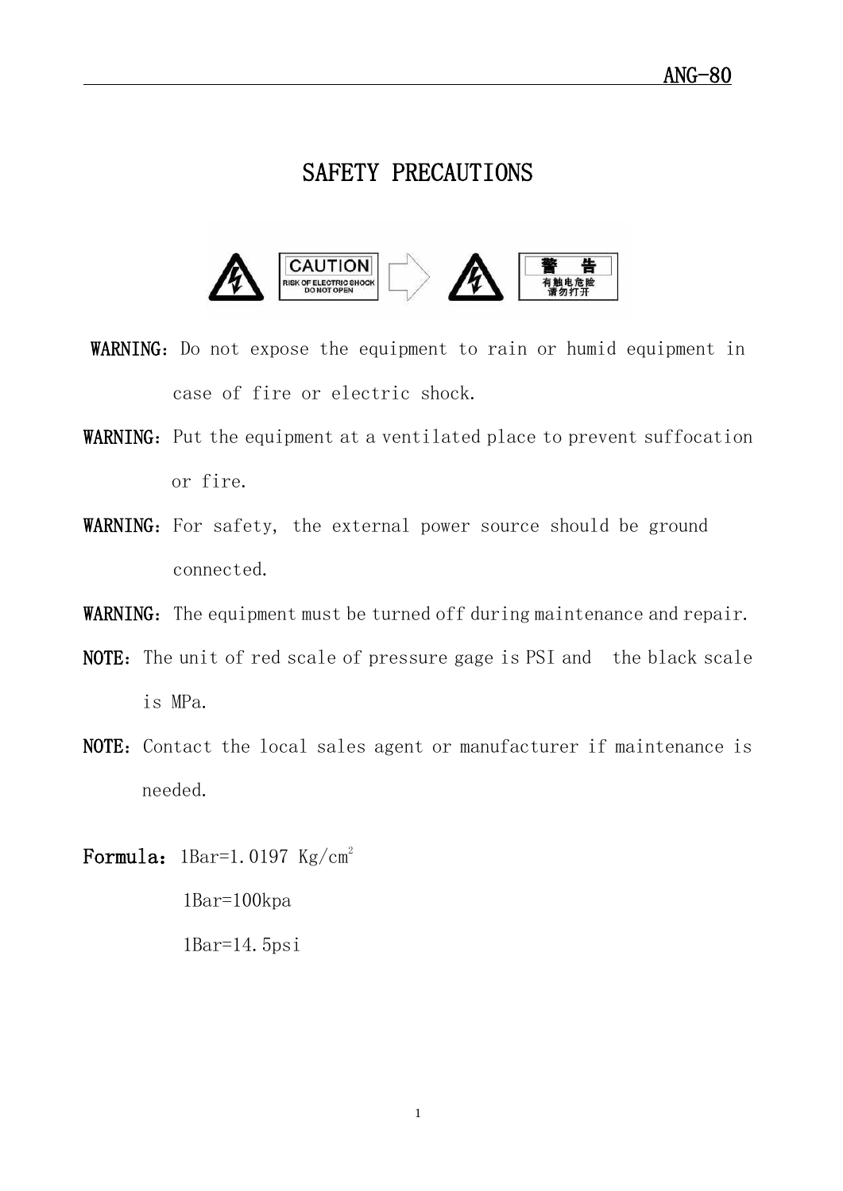# SAFETY PRECAUTIONS

**WARNING**：Do not expose the equipment to rain or humid equipment in case of fire or electric shock.

**WARNING**：Put the equipment at a ventilated place to prevent suffocation or fire.

**WARNING**：For safety, the external power source should be ground connected.

**WARNING**：The equipment must be turned off during maintenance and repair.

**NOTE**：The unit of red scale of pressure gage is PSI and the black scale is MPa.

**NOTE**：Contact the local sales agent or manufacturer if maintenance is needed.

**Formula**：1Bar=1.0197 Kg/cm$^2$

1Bar=100kpa

1Bar=14.5psi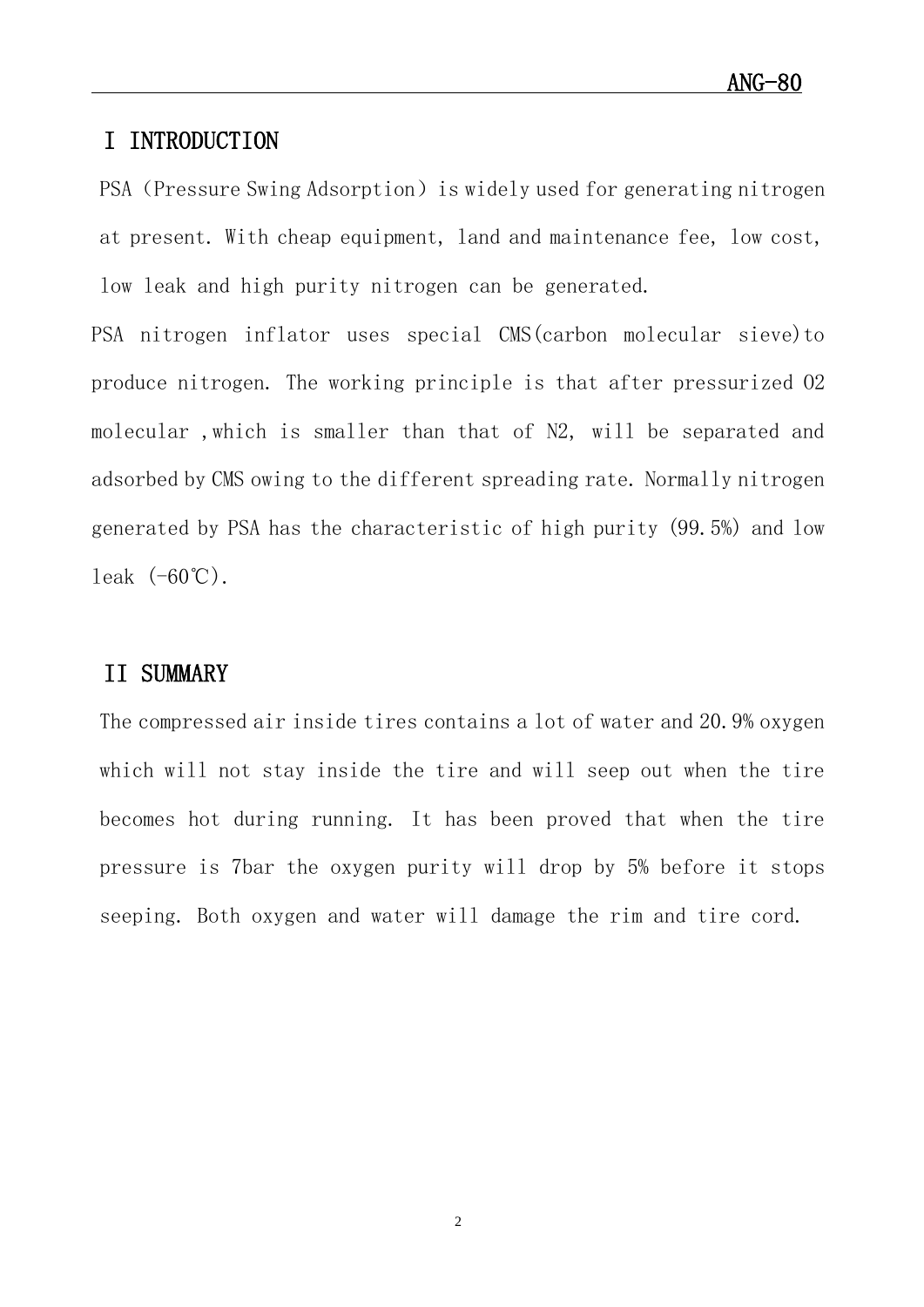## I INTRODUCTION

PSA（Pressure Swing Adsorption）is widely used for generating nitrogen at present. With cheap equipment, land and maintenance fee, low cost, low leak and high purity nitrogen can be generated.

PSA nitrogen inflator uses special CMS(carbon molecular sieve)to produce nitrogen. The working principle is that after pressurized $O_2$ molecular ,which is smaller than that of $N_2$, will be separated and adsorbed by CMS owing to the different spreading rate. Normally nitrogen generated by PSA has the characteristic of high purity (99.5%) and low leak (-60℃).

## II SUMMARY

The compressed air inside tires contains a lot of water and 20.9% oxygen which will not stay inside the tire and will seep out when the tire becomes hot during running. It has been proved that when the tire pressure is 7bar the oxygen purity will drop by 5% before it stops seeping. Both oxygen and water will damage the rim and tire cord.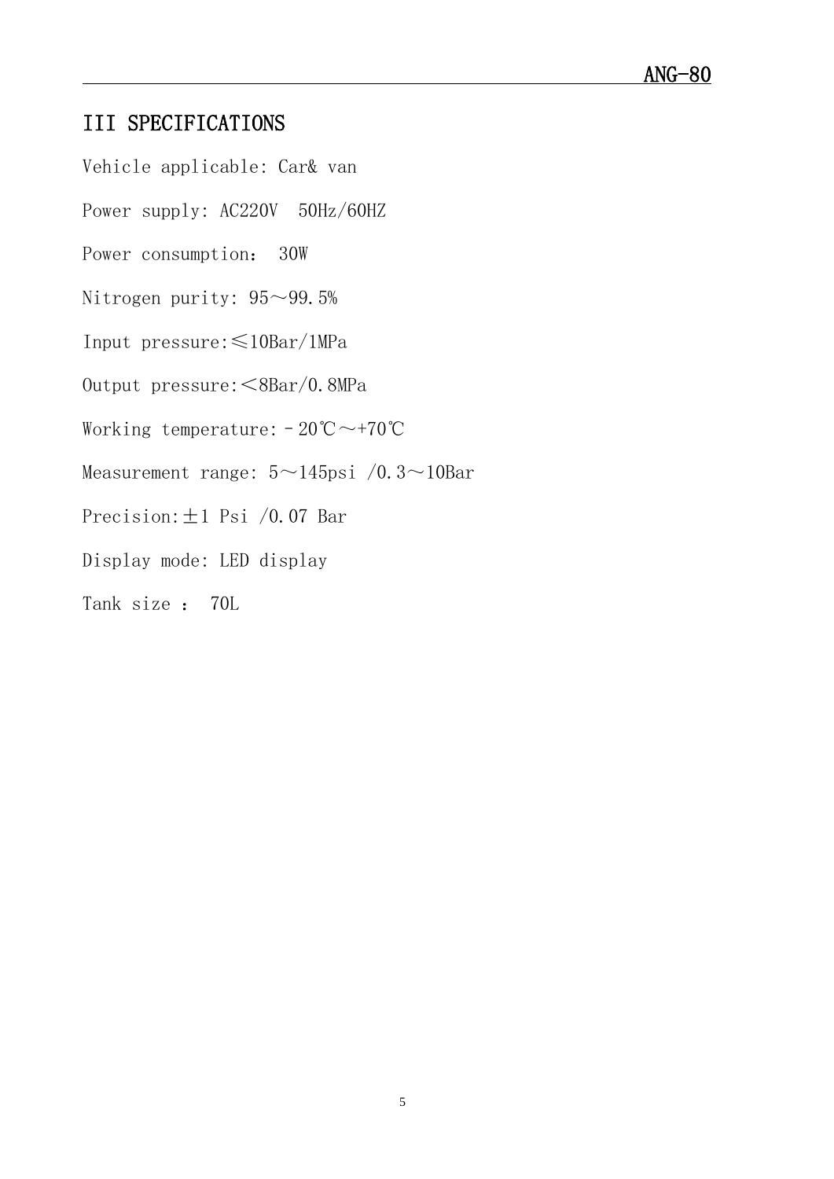## III SPECIFICATIONS

Vehicle applicable: Car& van

Power supply: AC220V 50Hz/60HZ

Power consumption： 30W

Nitrogen purity: 95～99.5%

Input pressure:≤10Bar/1MPa

Output pressure:＜8Bar/0.8MPa

Working temperature:－20℃～+70℃

Measurement range: 5～145psi /0.3～10Bar

Precision:±1 Psi /0.07 Bar

Display mode: LED display

Tank size ： 70L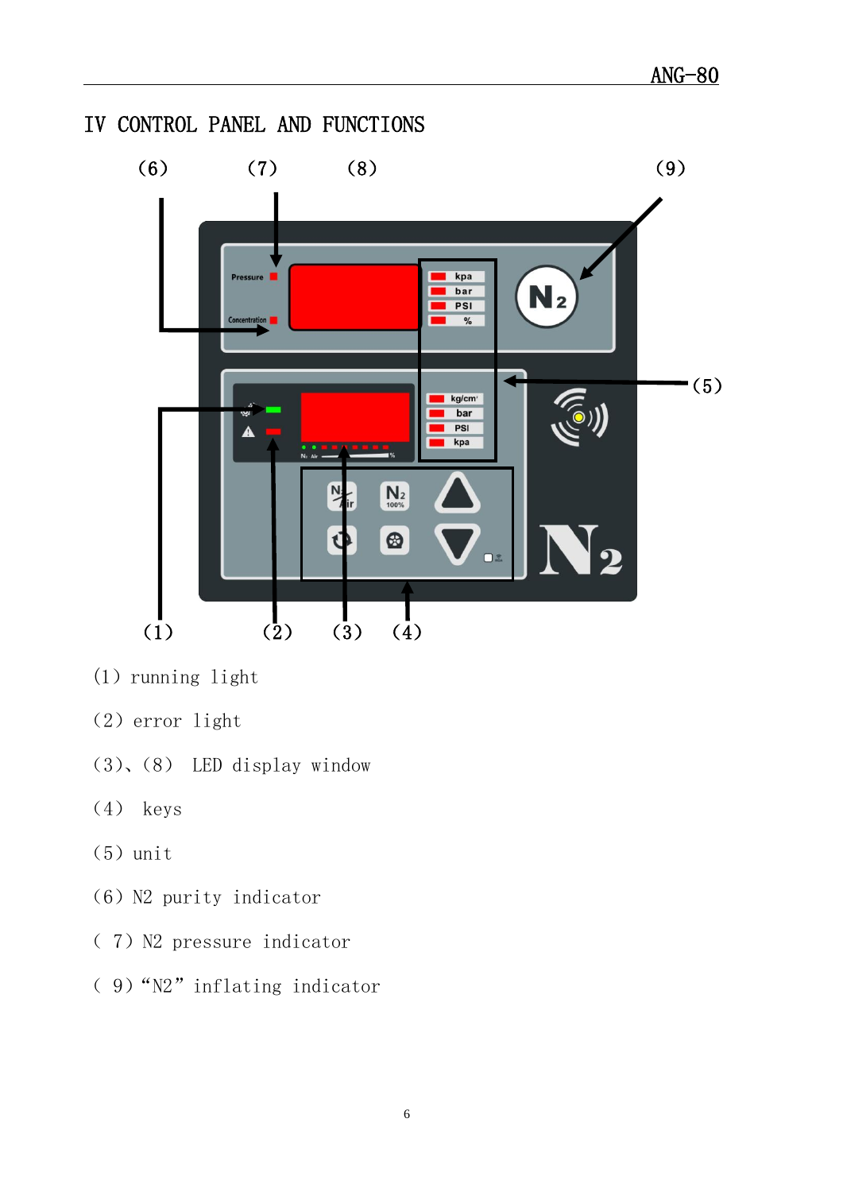# IV CONTROL PANEL AND FUNCTIONS

(1) running light

(2) error light

(3)、(8) LED display window

(4) keys

(5) unit

(6) N2 purity indicator

( 7) N2 pressure indicator

( 9)"N2" inflating indicator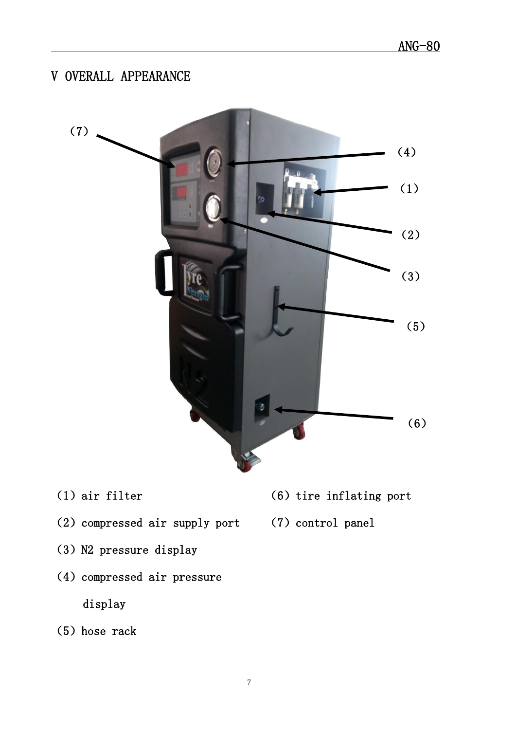# V OVERALL APPEARANCE

(1) air filter

(2) compressed air supply port

(3) N2 pressure display

(4) compressed air pressure display

(5) hose rack

(6) tire inflating port

(7) control panel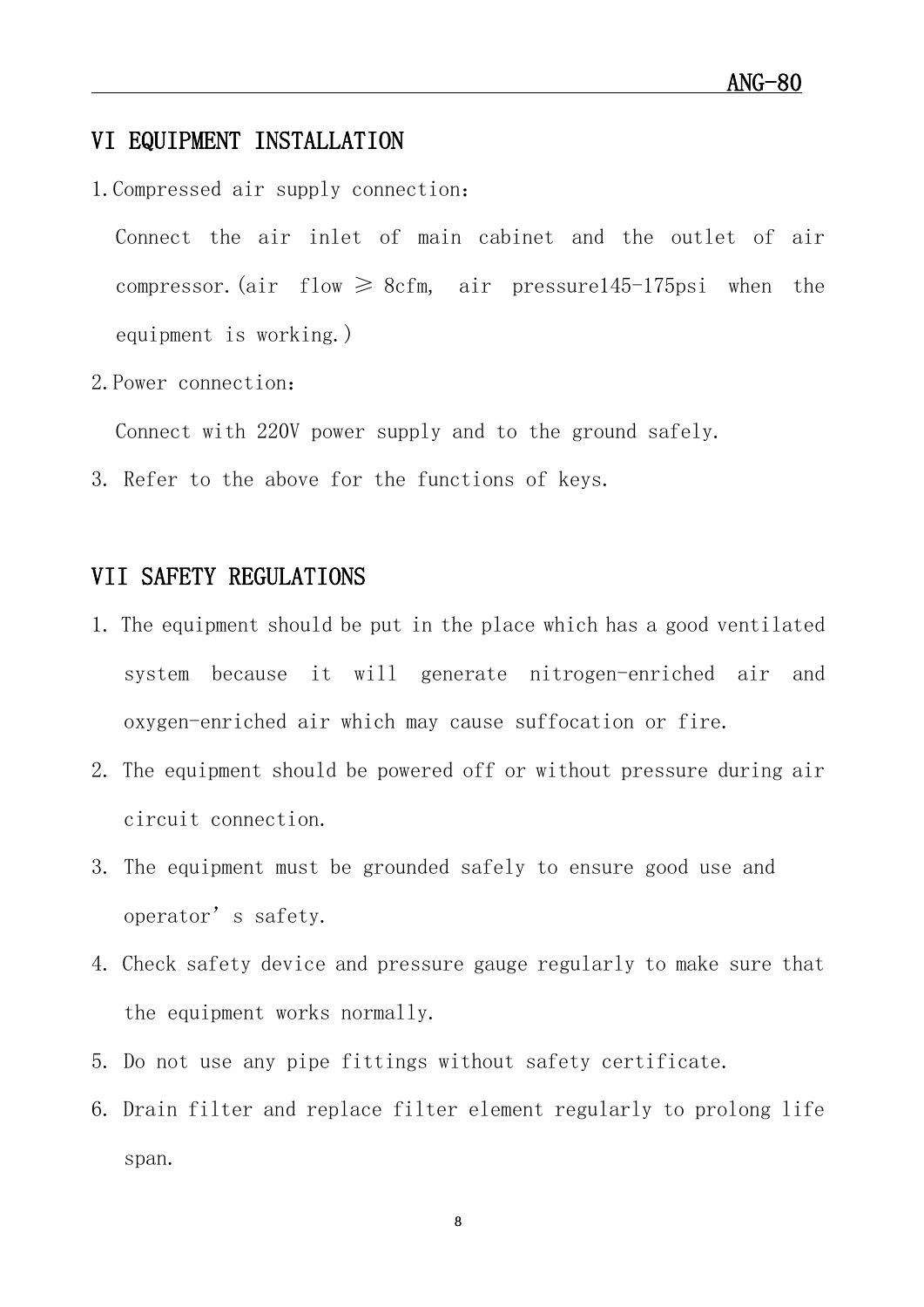## VI EQUIPMENT INSTALLATION

1. Compressed air supply connection：

   Connect the air inlet of main cabinet and the outlet of air compressor.(air flow ≥ 8cfm, air pressure145-175psi when the equipment is working.)

2. Power connection：

   Connect with 220V power supply and to the ground safely.

3. Refer to the above for the functions of keys.

## VII SAFETY REGULATIONS

1. The equipment should be put in the place which has a good ventilated system because it will generate nitrogen-enriched air and oxygen-enriched air which may cause suffocation or fire.
2. The equipment should be powered off or without pressure during air circuit connection.
3. The equipment must be grounded safely to ensure good use and operator’s safety.
4. Check safety device and pressure gauge regularly to make sure that the equipment works normally.
5. Do not use any pipe fittings without safety certificate.
6. Drain filter and replace filter element regularly to prolong life span.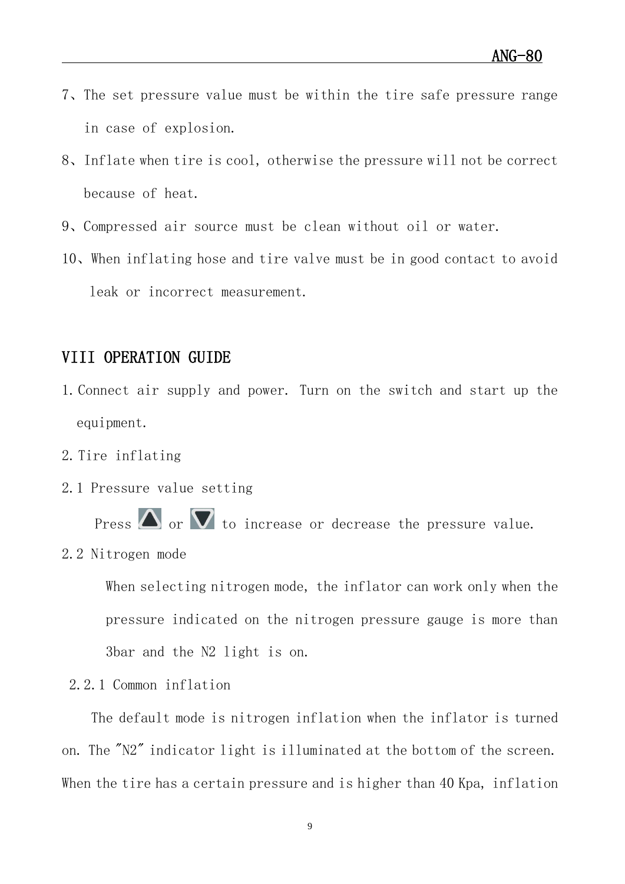7、The set pressure value must be within the tire safe pressure range in case of explosion.

8、Inflate when tire is cool, otherwise the pressure will not be correct because of heat.

9、Compressed air source must be clean without oil or water.

10、When inflating hose and tire valve must be in good contact to avoid leak or incorrect measurement.

## VIII OPERATION GUIDE

1. Connect air supply and power. Turn on the switch and start up the equipment.

2. Tire inflating

2.1 Pressure value setting

Press ▲ or ▼ to increase or decrease the pressure value.

2.2 Nitrogen mode

When selecting nitrogen mode, the inflator can work only when the pressure indicated on the nitrogen pressure gauge is more than 3bar and the N2 light is on.

2.2.1 Common inflation

The default mode is nitrogen inflation when the inflator is turned on. The "N2" indicator light is illuminated at the bottom of the screen. When the tire has a certain pressure and is higher than 40 Kpa, inflation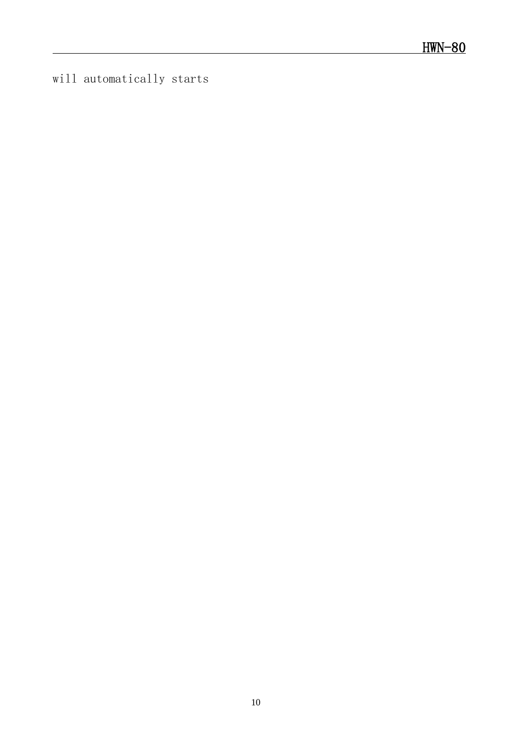will automatically starts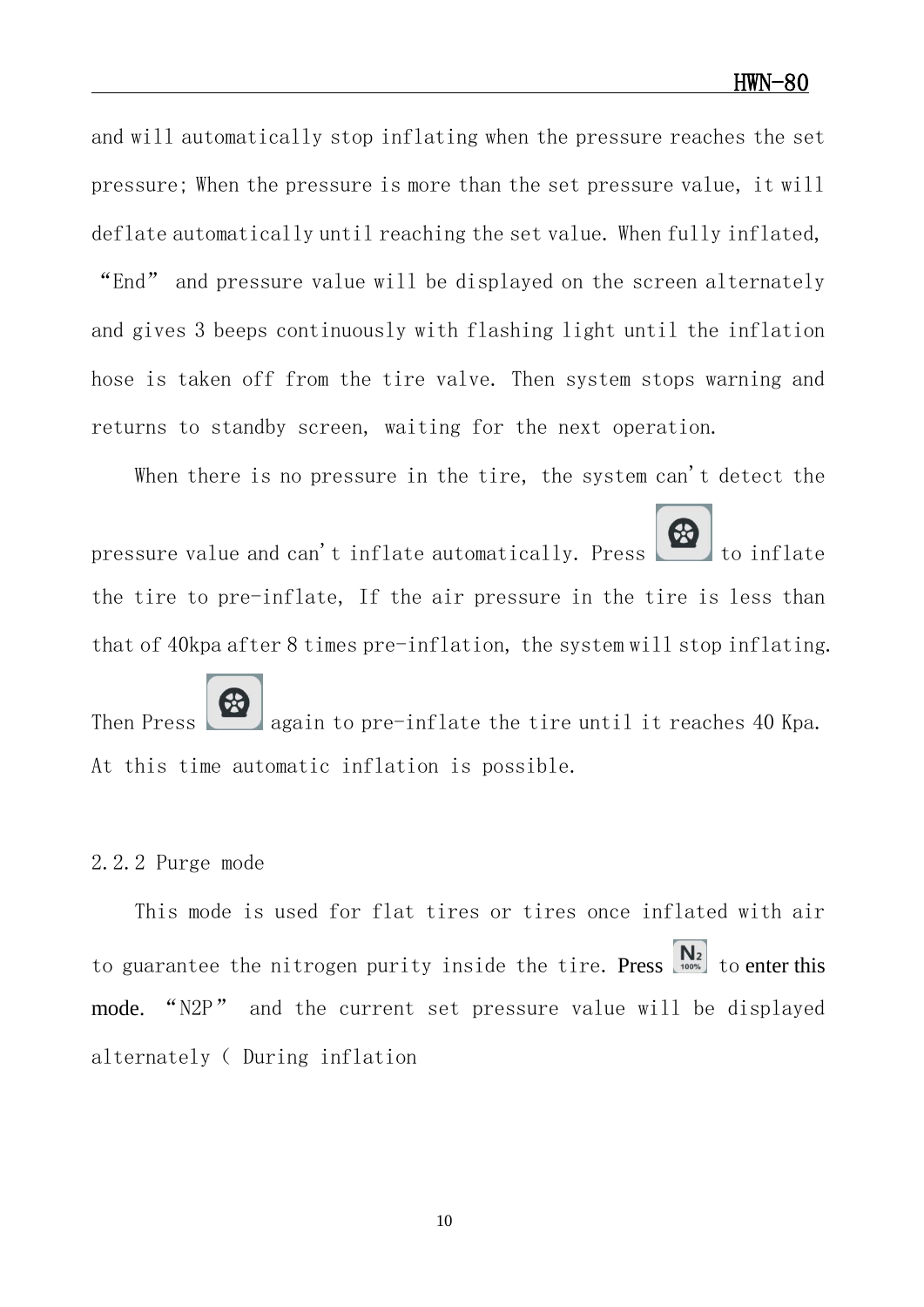and will automatically stop inflating when the pressure reaches the set pressure; When the pressure is more than the set pressure value, it will deflate automatically until reaching the set value. When fully inflated, “End” and pressure value will be displayed on the screen alternately and gives 3 beeps continuously with flashing light until the inflation hose is taken off from the tire valve. Then system stops warning and returns to standby screen, waiting for the next operation.

When there is no pressure in the tire, the system can't detect the pressure value and can't inflate automatically. Press  to inflate the tire to pre-inflate, If the air pressure in the tire is less than that of 40kpa after 8 times pre-inflation, the system will stop inflating. Then Press  again to pre-inflate the tire until it reaches 40 Kpa. At this time automatic inflation is possible.

2.2.2 Purge mode

This mode is used for flat tires or tires once inflated with air to guarantee the nitrogen purity inside the tire. Press  to enter this mode. “N2P” and the current set pressure value will be displayed alternately ( During inflation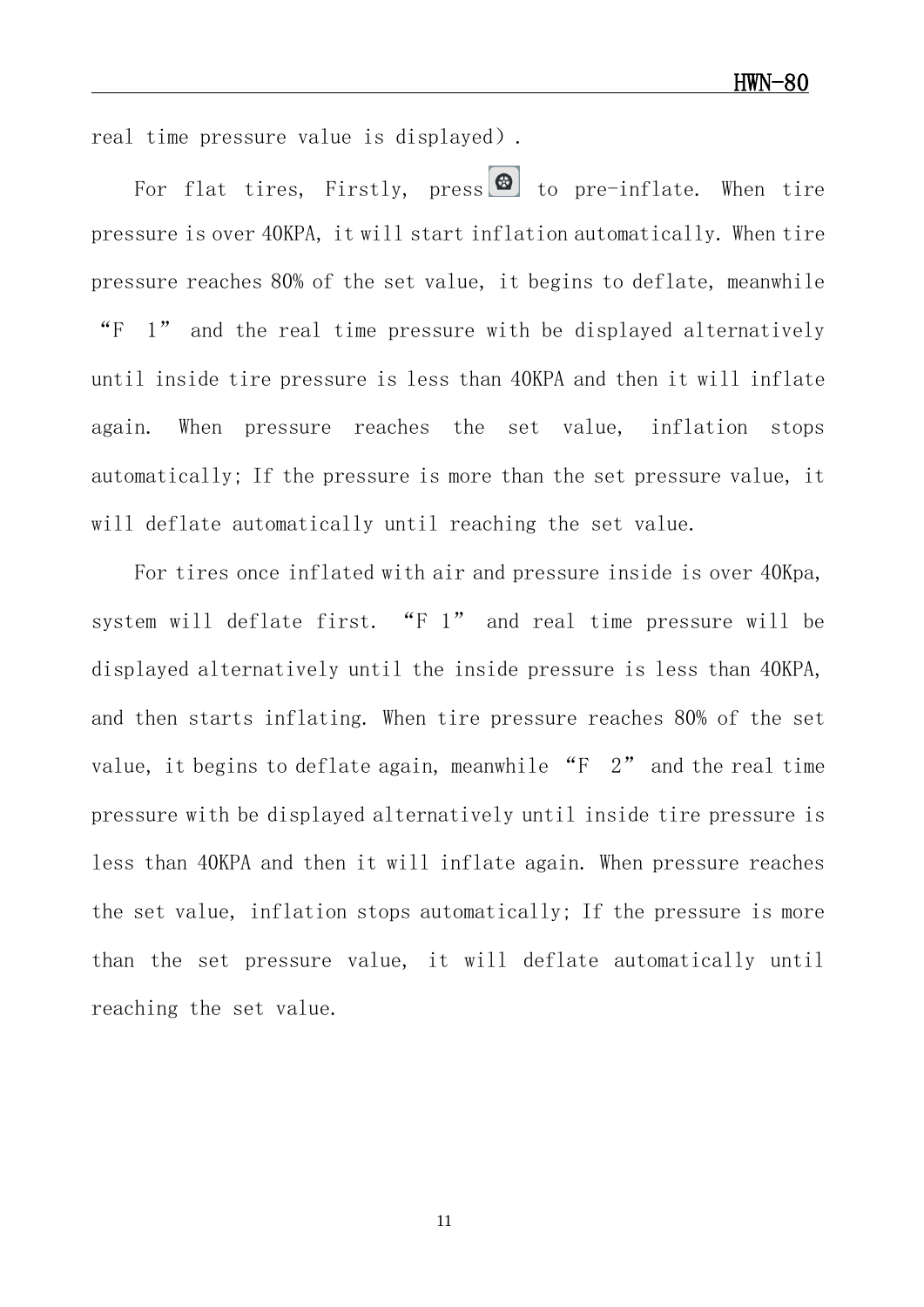real time pressure value is displayed）.

For flat tires, Firstly, press  to pre-inflate. When tire pressure is over 40KPA, it will start inflation automatically. When tire pressure reaches 80% of the set value, it begins to deflate, meanwhile “F 1” and the real time pressure with be displayed alternatively until inside tire pressure is less than 40KPA and then it will inflate again. When pressure reaches the set value, inflation stops automatically; If the pressure is more than the set pressure value, it will deflate automatically until reaching the set value.

For tires once inflated with air and pressure inside is over 40Kpa, system will deflate first. “F 1” and real time pressure will be displayed alternatively until the inside pressure is less than 40KPA, and then starts inflating. When tire pressure reaches 80% of the set value, it begins to deflate again, meanwhile “F 2” and the real time pressure with be displayed alternatively until inside tire pressure is less than 40KPA and then it will inflate again. When pressure reaches the set value, inflation stops automatically; If the pressure is more than the set pressure value, it will deflate automatically until reaching the set value.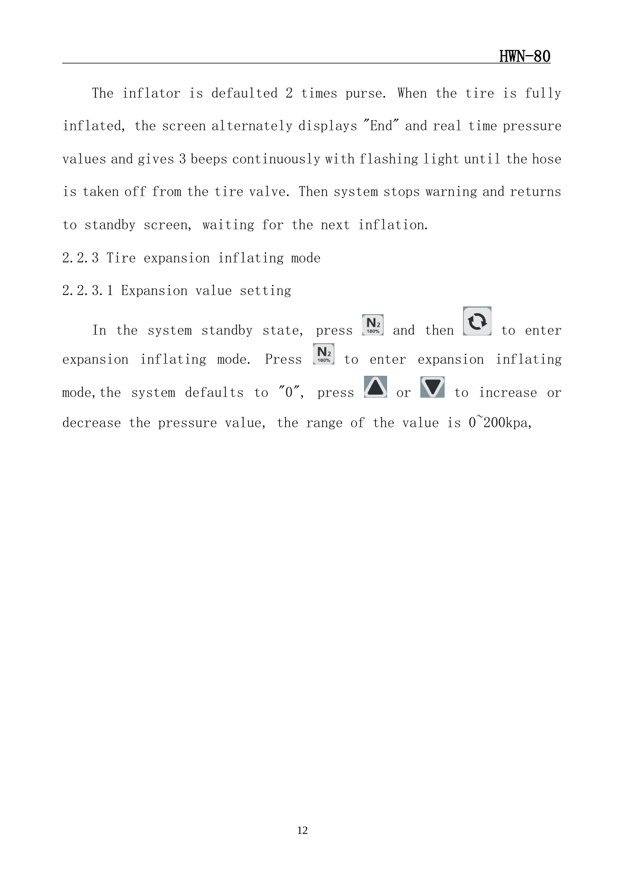The inflator is defaulted 2 times purse. When the tire is fully inflated, the screen alternately displays "End" and real time pressure values and gives 3 beeps continuously with flashing light until the hose is taken off from the tire valve. Then system stops warning and returns to standby screen, waiting for the next inflation.

### 2.2.3 Tire expansion inflating mode

#### 2.2.3.1 Expansion value setting

In the system standby state, press [N2 100%] and then [↻] to enter expansion inflating mode. Press [N2 100%] to enter expansion inflating mode,the system defaults to "0", press [▲] or [▼] to increase or decrease the pressure value, the range of the value is 0~200kpa,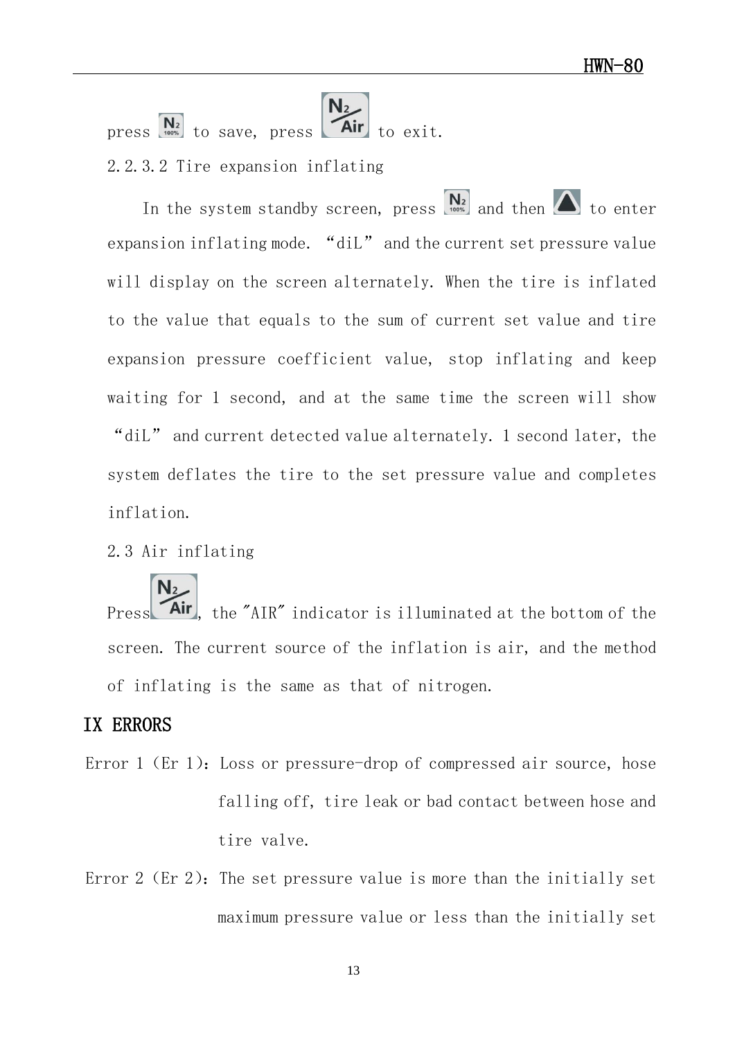press [N2 100%] to save, press [N2/Air] to exit.

2.2.3.2 Tire expansion inflating

In the system standby screen, press [N2 100%] and then [▲] to enter expansion inflating mode. “diL” and the current set pressure value will display on the screen alternately. When the tire is inflated to the value that equals to the sum of current set value and tire expansion pressure coefficient value, stop inflating and keep waiting for 1 second, and at the same time the screen will show “diL” and current detected value alternately. 1 second later, the system deflates the tire to the set pressure value and completes inflation.

2.3 Air inflating

Press [N2/Air], the "AIR" indicator is illuminated at the bottom of the screen. The current source of the inflation is air, and the method of inflating is the same as that of nitrogen.

## IX ERRORS

Error 1 (Er 1): Loss or pressure-drop of compressed air source, hose falling off, tire leak or bad contact between hose and tire valve.

Error 2 (Er 2): The set pressure value is more than the initially set maximum pressure value or less than the initially set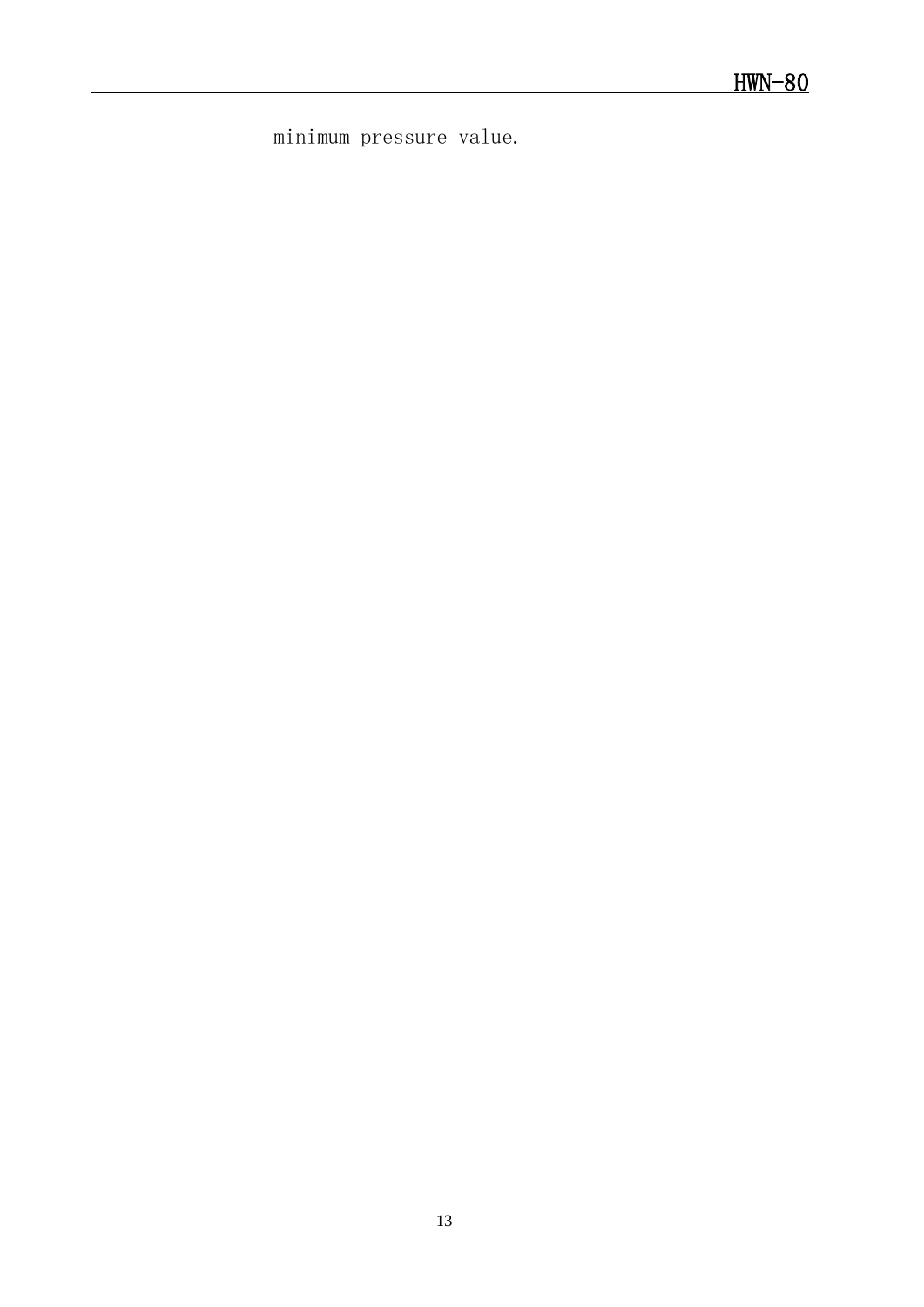minimum pressure value.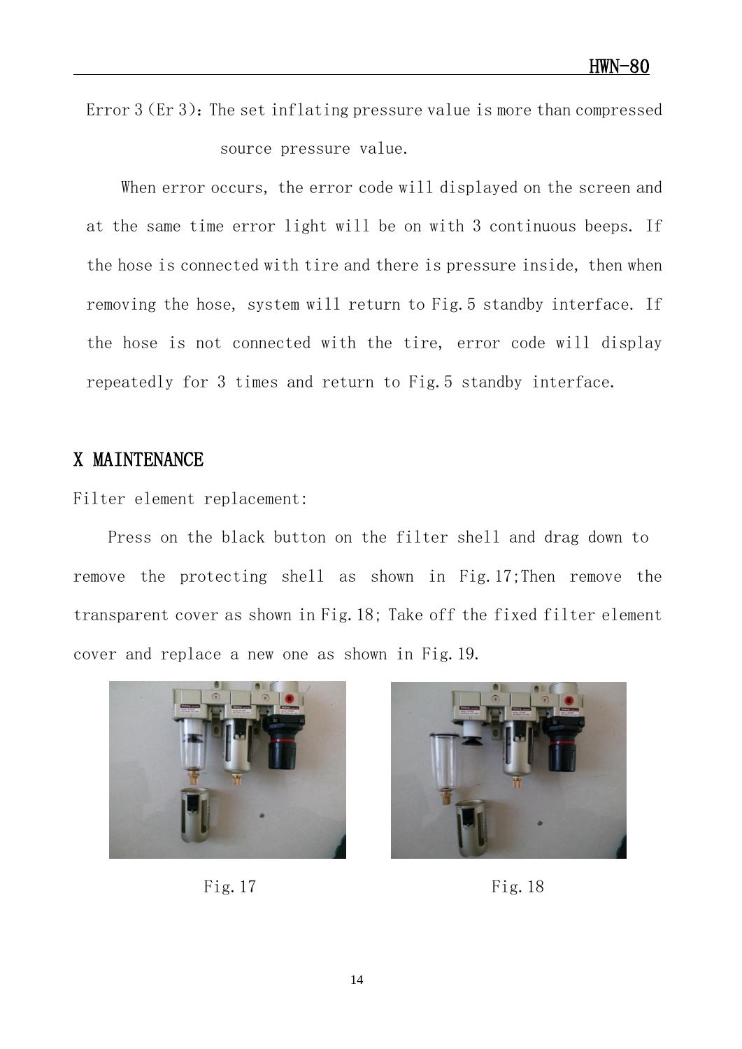Error 3 (Er 3): The set inflating pressure value is more than compressed source pressure value.

When error occurs, the error code will displayed on the screen and at the same time error light will be on with 3 continuous beeps. If the hose is connected with tire and there is pressure inside, then when removing the hose, system will return to Fig.5 standby interface. If the hose is not connected with the tire, error code will display repeatedly for 3 times and return to Fig.5 standby interface.

## X MAINTENANCE

Filter element replacement:

Press on the black button on the filter shell and drag down to remove the protecting shell as shown in Fig.17;Then remove the transparent cover as shown in Fig.18; Take off the fixed filter element cover and replace a new one as shown in Fig.19.

Fig.17

Fig.18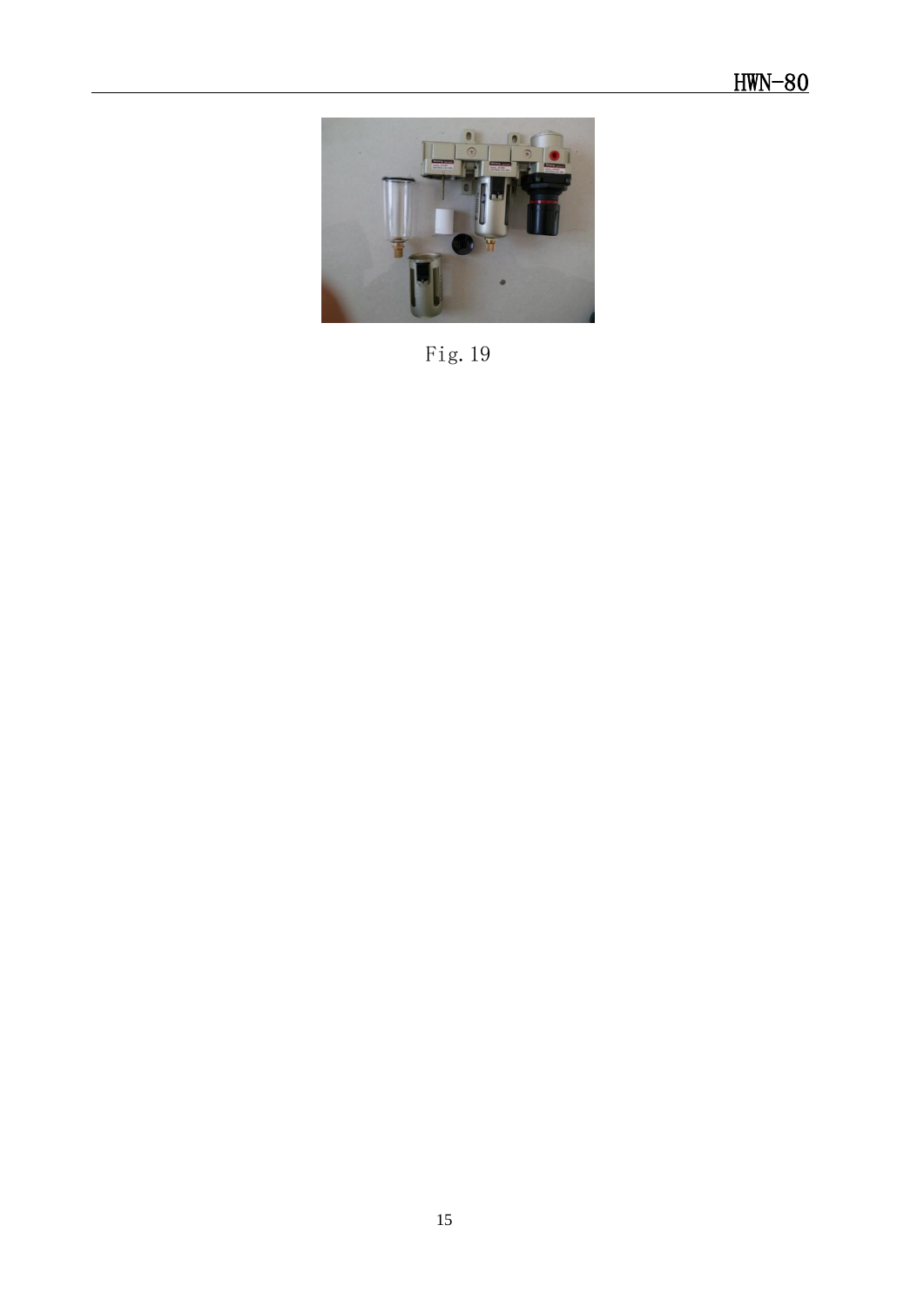Fig. 19